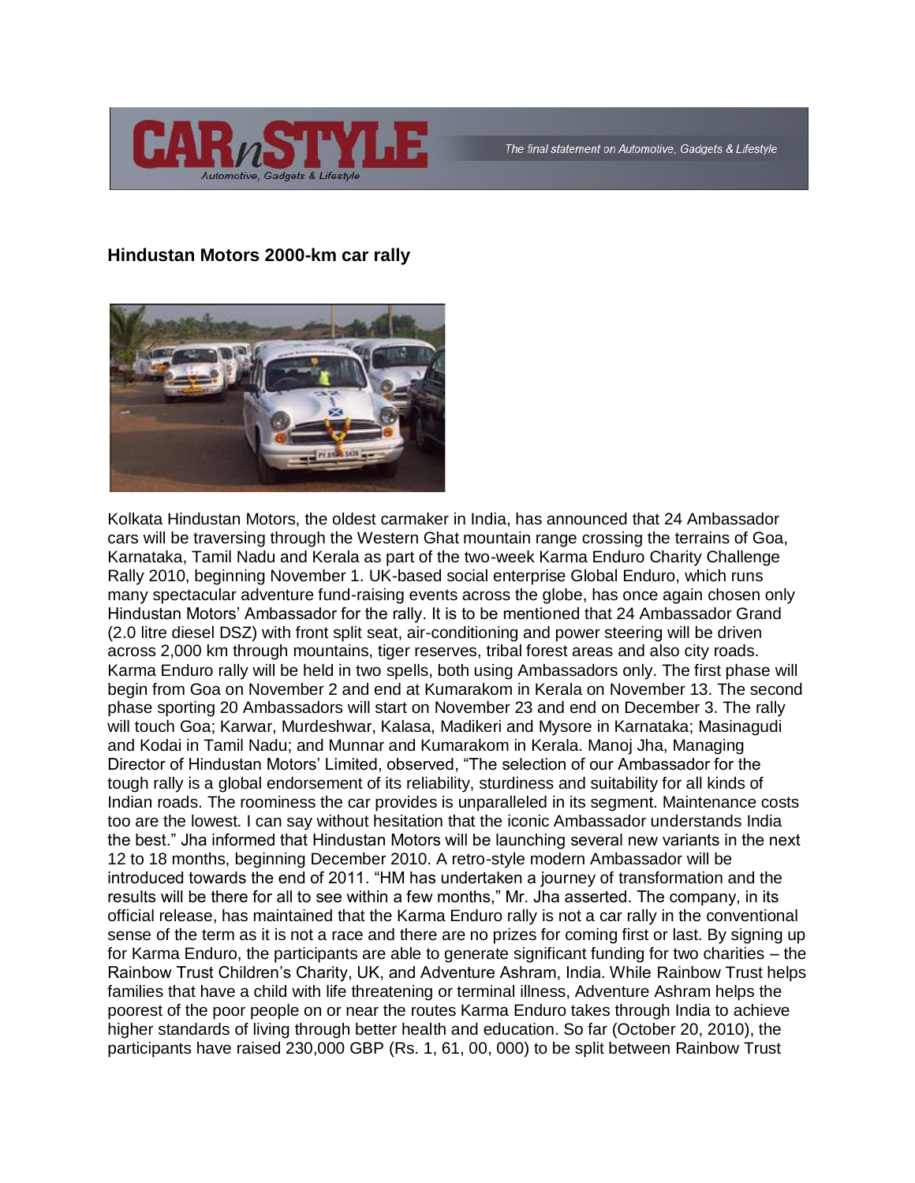# Hindustan Motors 2000-km car rally

Kolkata Hindustan Motors, the oldest carmaker in India, has announced that 24 Ambassador cars will be traversing through the Western Ghat mountain range crossing the terrains of Goa, Karnataka, Tamil Nadu and Kerala as part of the two-week Karma Enduro Charity Challenge Rally 2010, beginning November 1. UK-based social enterprise Global Enduro, which runs many spectacular adventure fund-raising events across the globe, has once again chosen only Hindustan Motors' Ambassador for the rally. It is to be mentioned that 24 Ambassador Grand (2.0 litre diesel DSZ) with front split seat, air-conditioning and power steering will be driven across 2,000 km through mountains, tiger reserves, tribal forest areas and also city roads. Karma Enduro rally will be held in two spells, both using Ambassadors only. The first phase will begin from Goa on November 2 and end at Kumarakom in Kerala on November 13. The second phase sporting 20 Ambassadors will start on November 23 and end on December 3. The rally will touch Goa; Karwar, Murdeshwar, Kalasa, Madikeri and Mysore in Karnataka; Masinagudi and Kodai in Tamil Nadu; and Munnar and Kumarakom in Kerala. Manoj Jha, Managing Director of Hindustan Motors' Limited, observed, "The selection of our Ambassador for the tough rally is a global endorsement of its reliability, sturdiness and suitability for all kinds of Indian roads. The roominess the car provides is unparalleled in its segment. Maintenance costs too are the lowest. I can say without hesitation that the iconic Ambassador understands India the best." Jha informed that Hindustan Motors will be launching several new variants in the next 12 to 18 months, beginning December 2010. A retro-style modern Ambassador will be introduced towards the end of 2011. "HM has undertaken a journey of transformation and the results will be there for all to see within a few months," Mr. Jha asserted. The company, in its official release, has maintained that the Karma Enduro rally is not a car rally in the conventional sense of the term as it is not a race and there are no prizes for coming first or last. By signing up for Karma Enduro, the participants are able to generate significant funding for two charities – the Rainbow Trust Children's Charity, UK, and Adventure Ashram, India. While Rainbow Trust helps families that have a child with life threatening or terminal illness, Adventure Ashram helps the poorest of the poor people on or near the routes Karma Enduro takes through India to achieve higher standards of living through better health and education. So far (October 20, 2010), the participants have raised 230,000 GBP (Rs. 1, 61, 00, 000) to be split between Rainbow Trust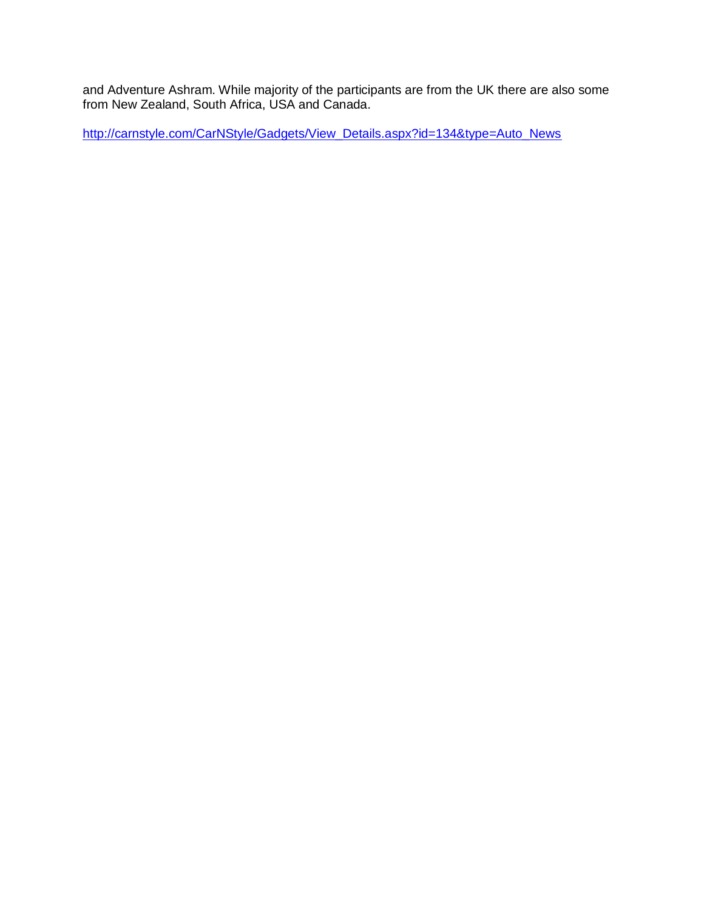and Adventure Ashram. While majority of the participants are from the UK there are also some from New Zealand, South Africa, USA and Canada.

http://carnstyle.com/CarNStyle/Gadgets/View_Details.aspx?id=134&type=Auto_News